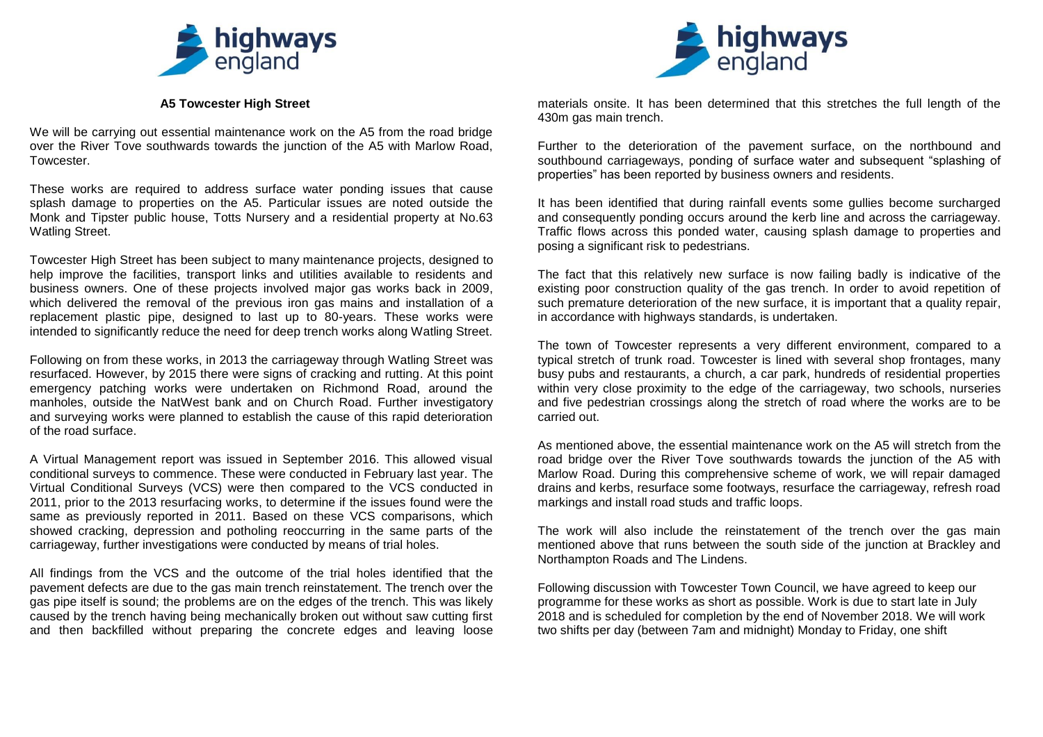## A5 Towcester High Street

We will be carrying out essential maintenance work on the A5 from the road bridge over the River Tove southwards towards the junction of the A5 with Marlow Road, Towcester.

These works are required to address surface water ponding issues that cause splash damage to properties on the A5. Particular issues are noted outside the Monk and Tipster public house, Totts Nursery and a residential property at No.63 Watling Street.

Towcester High Street has been subject to many maintenance projects, designed to help improve the facilities, transport links and utilities available to residents and business owners. One of these projects involved major gas works back in 2009, which delivered the removal of the previous iron gas mains and installation of a replacement plastic pipe, designed to last up to 80-years. These works were intended to significantly reduce the need for deep trench works along Watling Street.

Following on from these works, in 2013 the carriageway through Watling Street was resurfaced. However, by 2015 there were signs of cracking and rutting. At this point emergency patching works were undertaken on Richmond Road, around the manholes, outside the NatWest bank and on Church Road. Further investigatory and surveying works were planned to establish the cause of this rapid deterioration of the road surface.

A Virtual Management report was issued in September 2016. This allowed visual conditional surveys to commence. These were conducted in February last year. The Virtual Conditional Surveys (VCS) were then compared to the VCS conducted in 2011, prior to the 2013 resurfacing works, to determine if the issues found were the same as previously reported in 2011. Based on these VCS comparisons, which showed cracking, depression and potholing reoccurring in the same parts of the carriageway, further investigations were conducted by means of trial holes.

All findings from the VCS and the outcome of the trial holes identified that the pavement defects are due to the gas main trench reinstatement. The trench over the gas pipe itself is sound; the problems are on the edges of the trench. This was likely caused by the trench having being mechanically broken out without saw cutting first and then backfilled without preparing the concrete edges and leaving loose materials onsite. It has been determined that this stretches the full length of the 430m gas main trench.

Further to the deterioration of the pavement surface, on the northbound and southbound carriageways, ponding of surface water and subsequent "splashing of properties" has been reported by business owners and residents.

It has been identified that during rainfall events some gullies become surcharged and consequently ponding occurs around the kerb line and across the carriageway. Traffic flows across this ponded water, causing splash damage to properties and posing a significant risk to pedestrians.

The fact that this relatively new surface is now failing badly is indicative of the existing poor construction quality of the gas trench. In order to avoid repetition of such premature deterioration of the new surface, it is important that a quality repair, in accordance with highways standards, is undertaken.

The town of Towcester represents a very different environment, compared to a typical stretch of trunk road. Towcester is lined with several shop frontages, many busy pubs and restaurants, a church, a car park, hundreds of residential properties within very close proximity to the edge of the carriageway, two schools, nurseries and five pedestrian crossings along the stretch of road where the works are to be carried out.

As mentioned above, the essential maintenance work on the A5 will stretch from the road bridge over the River Tove southwards towards the junction of the A5 with Marlow Road. During this comprehensive scheme of work, we will repair damaged drains and kerbs, resurface some footways, resurface the carriageway, refresh road markings and install road studs and traffic loops.

The work will also include the reinstatement of the trench over the gas main mentioned above that runs between the south side of the junction at Brackley and Northampton Roads and The Lindens.

Following discussion with Towcester Town Council, we have agreed to keep our programme for these works as short as possible. Work is due to start late in July 2018 and is scheduled for completion by the end of November 2018. We will work two shifts per day (between 7am and midnight) Monday to Friday, one shift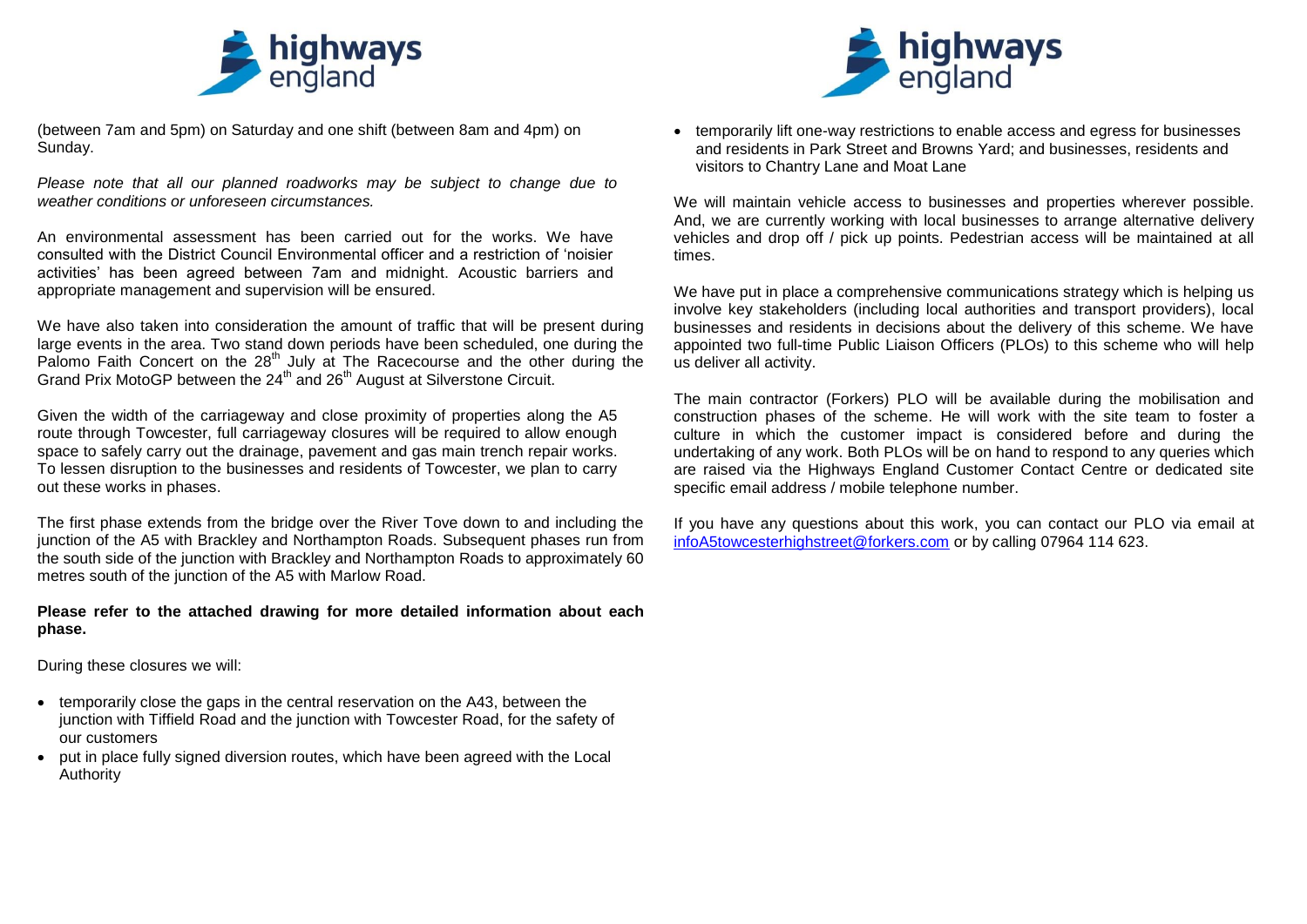(between 7am and 5pm) on Saturday and one shift (between 8am and 4pm) on Sunday.

*Please note that all our planned roadworks may be subject to change due to weather conditions or unforeseen circumstances.*

An environmental assessment has been carried out for the works. We have consulted with the District Council Environmental officer and a restriction of 'noisier activities' has been agreed between 7am and midnight. Acoustic barriers and appropriate management and supervision will be ensured.

We have also taken into consideration the amount of traffic that will be present during large events in the area. Two stand down periods have been scheduled, one during the Palomo Faith Concert on the 28th July at The Racecourse and the other during the Grand Prix MotoGP between the 24th and 26th August at Silverstone Circuit.

Given the width of the carriageway and close proximity of properties along the A5 route through Towcester, full carriageway closures will be required to allow enough space to safely carry out the drainage, pavement and gas main trench repair works. To lessen disruption to the businesses and residents of Towcester, we plan to carry out these works in phases.

The first phase extends from the bridge over the River Tove down to and including the junction of the A5 with Brackley and Northampton Roads. Subsequent phases run from the south side of the junction with Brackley and Northampton Roads to approximately 60 metres south of the junction of the A5 with Marlow Road.

**Please refer to the attached drawing for more detailed information about each phase.**

During these closures we will:

- temporarily close the gaps in the central reservation on the A43, between the junction with Tiffield Road and the junction with Towcester Road, for the safety of our customers
- put in place fully signed diversion routes, which have been agreed with the Local Authority
- temporarily lift one-way restrictions to enable access and egress for businesses and residents in Park Street and Browns Yard; and businesses, residents and visitors to Chantry Lane and Moat Lane

We will maintain vehicle access to businesses and properties wherever possible. And, we are currently working with local businesses to arrange alternative delivery vehicles and drop off / pick up points. Pedestrian access will be maintained at all times.

We have put in place a comprehensive communications strategy which is helping us involve key stakeholders (including local authorities and transport providers), local businesses and residents in decisions about the delivery of this scheme. We have appointed two full-time Public Liaison Officers (PLOs) to this scheme who will help us deliver all activity.

The main contractor (Forkers) PLO will be available during the mobilisation and construction phases of the scheme. He will work with the site team to foster a culture in which the customer impact is considered before and during the undertaking of any work. Both PLOs will be on hand to respond to any queries which are raised via the Highways England Customer Contact Centre or dedicated site specific email address / mobile telephone number.

If you have any questions about this work, you can contact our PLO via email at infoA5towcesterhighstreet@forkers.com or by calling 07964 114 623.